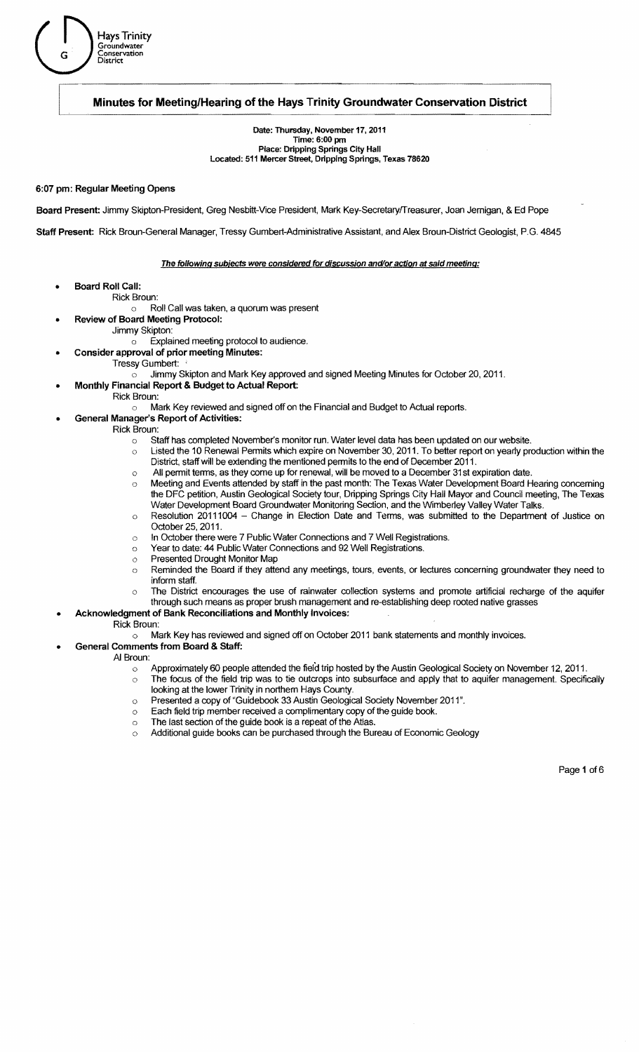Hays Trinity Groundwater Conservation District

# Minutes for Meeting/Hearing of the Hays Trinity Groundwater Conservation District

**Date: Thursday, November 17, 2011**
**Time: 6:00 pm**
**Place: Dripping Springs City Hall**
**Located: 511 Mercer Street, Dripping Springs, Texas 78620**

**6:07 pm: Regular Meeting Opens**

**Board Present:** Jimmy Skipton-President, Greg Nesbitt-Vice President, Mark Key-Secretary/Treasurer, Joan Jernigan, & Ed Pope

**Staff Present:** Rick Broun-General Manager, Tressy Gumbert-Administrative Assistant, and Alex Broun-District Geologist, P.G. 4845

***The following subjects were considered for discussion and/or action at said meeting:***

- **Board Roll Call:**
  - Rick Broun:
    - Roll Call was taken, a quorum was present
- **Review of Board Meeting Protocol:**
  - Jimmy Skipton:
    - Explained meeting protocol to audience.
- **Consider approval of prior meeting Minutes:**
  - Tressy Gumbert:
    - Jimmy Skipton and Mark Key approved and signed Meeting Minutes for October 20, 2011.
- **Monthly Financial Report & Budget to Actual Report:**
  - Rick Broun:
    - Mark Key reviewed and signed off on the Financial and Budget to Actual reports.
- **General Manager's Report of Activities:**
  - Rick Broun:
    - Staff has completed November's monitor run. Water level data has been updated on our website.
    - Listed the 10 Renewal Permits which expire on November 30, 2011. To better report on yearly production within the District, staff will be extending the mentioned permits to the end of December 2011.
    - All permit terms, as they come up for renewal, will be moved to a December 31st expiration date.
    - Meeting and Events attended by staff in the past month: The Texas Water Development Board Hearing concerning the DFC petition, Austin Geological Society tour, Dripping Springs City Hall Mayor and Council meeting, The Texas Water Development Board Groundwater Monitoring Section, and the Wimberley Valley Water Talks.
    - Resolution 20111004 – Change in Election Date and Terms, was submitted to the Department of Justice on October 25, 2011.
    - In October there were 7 Public Water Connections and 7 Well Registrations.
    - Year to date: 44 Public Water Connections and 92 Well Registrations.
    - Presented Drought Monitor Map
    - Reminded the Board if they attend any meetings, tours, events, or lectures concerning groundwater they need to inform staff.
    - The District encourages the use of rainwater collection systems and promote artificial recharge of the aquifer through such means as proper brush management and re-establishing deep rooted native grasses
- **Acknowledgment of Bank Reconciliations and Monthly Invoices:**
  - Rick Broun:
    - Mark Key has reviewed and signed off on October 2011 bank statements and monthly invoices.
- **General Comments from Board & Staff:**
  - Al Broun:
    - Approximately 60 people attended the field trip hosted by the Austin Geological Society on November 12, 2011.
    - The focus of the field trip was to tie outcrops into subsurface and apply that to aquifer management. Specifically looking at the lower Trinity in northern Hays County.
    - Presented a copy of "Guidebook 33 Austin Geological Society November 2011".
    - Each field trip member received a complimentary copy of the guide book.
    - The last section of the guide book is a repeat of the Atlas.
    - Additional guide books can be purchased through the Bureau of Economic Geology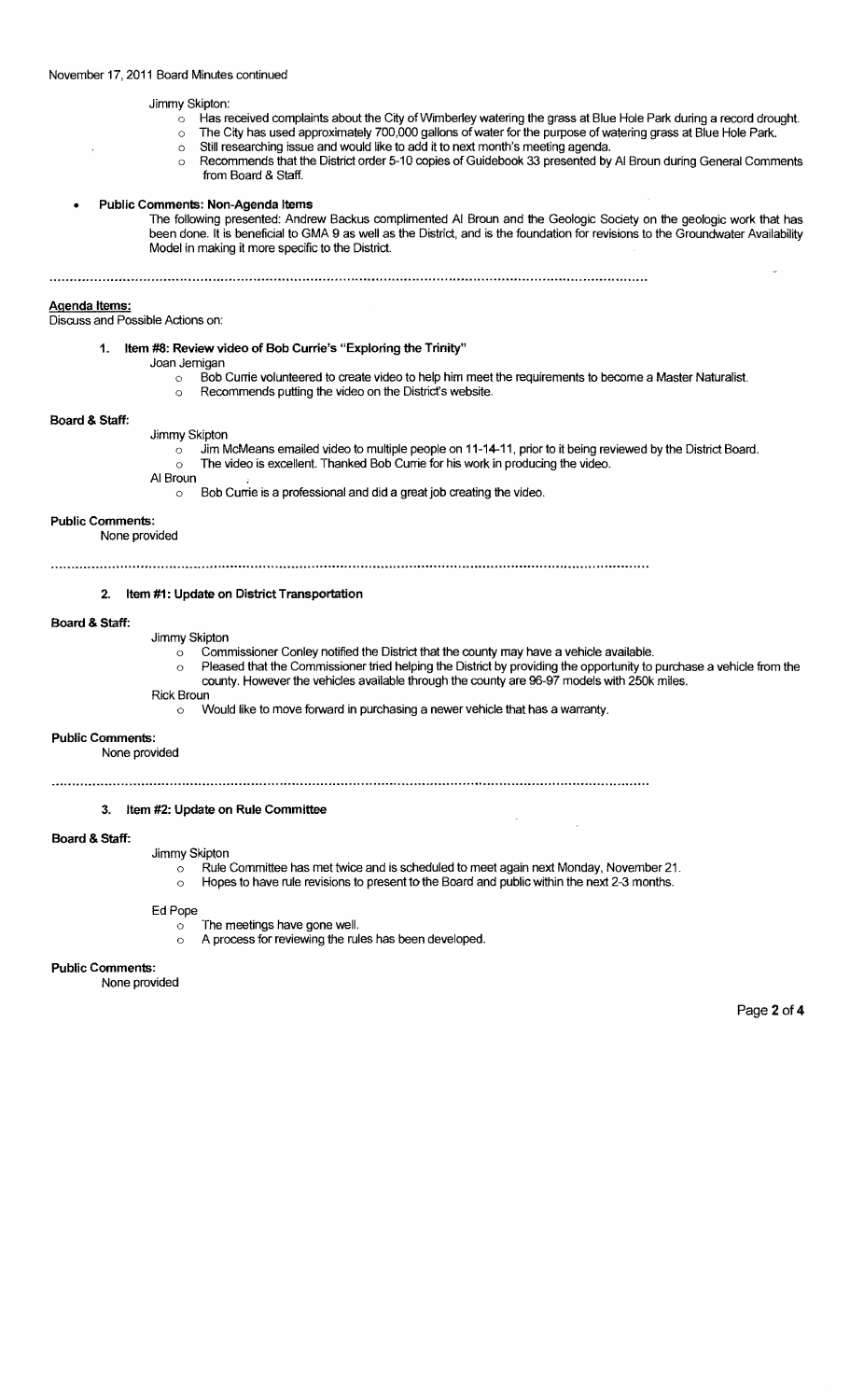Jimmy Skipton:

- Has received complaints about the City of Wimberley watering the grass at Blue Hole Park during a record drought.
- The City has used approximately 700,000 gallons of water for the purpose of watering grass at Blue Hole Park.
- Still researching issue and would like to add it to next month's meeting agenda.
- Recommends that the District order 5-10 copies of Guidebook 33 presented by Al Broun during General Comments from Board & Staff.

- **Public Comments: Non-Agenda Items**

  The following presented: Andrew Backus complimented Al Broun and the Geologic Society on the geologic work that has been done. It is beneficial to GMA 9 as well as the District, and is the foundation for revisions to the Groundwater Availability Model in making it more specific to the District.

---

**Agenda Items:**

Discuss and Possible Actions on:

**1. Item #8: Review video of Bob Currie's "Exploring the Trinity"**

Joan Jernigan

- Bob Currie volunteered to create video to help him meet the requirements to become a Master Naturalist.
- Recommends putting the video on the District's website.

**Board & Staff:**

Jimmy Skipton

- Jim McMeans emailed video to multiple people on 11-14-11, prior to it being reviewed by the District Board.
- The video is excellent. Thanked Bob Currie for his work in producing the video.

Al Broun

- Bob Currie is a professional and did a great job creating the video.

**Public Comments:**

None provided

---

**2. Item #1: Update on District Transportation**

**Board & Staff:**

Jimmy Skipton

- Commissioner Conley notified the District that the county may have a vehicle available.
- Pleased that the Commissioner tried helping the District by providing the opportunity to purchase a vehicle from the county. However the vehicles available through the county are 96-97 models with 250k miles.

Rick Broun

- Would like to move forward in purchasing a newer vehicle that has a warranty.

**Public Comments:**

None provided

---

**3. Item #2: Update on Rule Committee**

**Board & Staff:**

Jimmy Skipton

- Rule Committee has met twice and is scheduled to meet again next Monday, November 21.
- Hopes to have rule revisions to present to the Board and public within the next 2-3 months.

Ed Pope

- The meetings have gone well.
- A process for reviewing the rules has been developed.

**Public Comments:**

None provided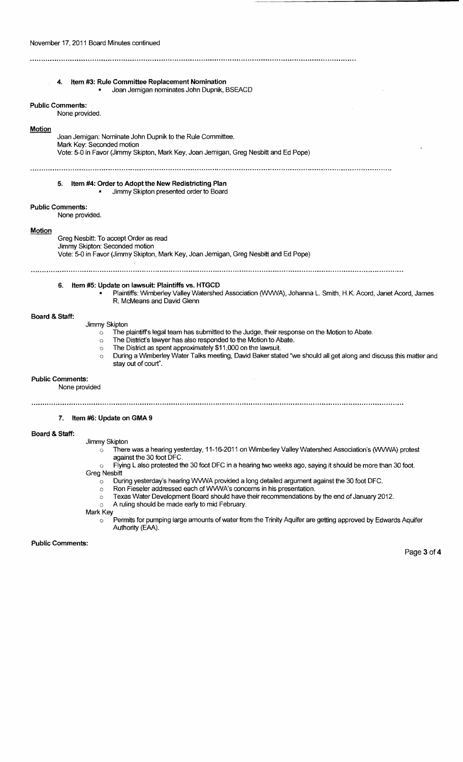November 17, 2011 Board Minutes continued

---

4. **Item #3: Rule Committee Replacement Nomination**
   - Joan Jernigan nominates John Dupnik, BSEACD

**Public Comments:**
None provided.

**Motion**
Joan Jernigan: Nominate John Dupnik to the Rule Committee.
Mark Key: Seconded motion
Vote: 5-0 in Favor (Jimmy Skipton, Mark Key, Joan Jernigan, Greg Nesbitt and Ed Pope)

---

5. **Item #4: Order to Adopt the New Redistricting Plan**
   - Jimmy Skipton presented order to Board

**Public Comments:**
None provided.

**Motion**
Greg Nesbitt: To accept Order as read
Jimmy Skipton: Seconded motion
Vote: 5-0 in Favor (Jimmy Skipton, Mark Key, Joan Jernigan, Greg Nesbitt and Ed Pope)

---

6. **Item #5: Update on lawsuit: Plaintiffs vs. HTGCD**
   - Plaintiffs: Wimberley Valley Watershed Association (WVWA), Johanna L. Smith, H.K. Acord, Janet Acord, James R. McMeans and David Glenn

**Board & Staff:**

Jimmy Skipton
- The plaintiff's legal team has submitted to the Judge, their response on the Motion to Abate.
- The District's lawyer has also responded to the Motion to Abate.
- The District as spent approximately $11,000 on the lawsuit.
- During a Wimberley Water Talks meeting, David Baker stated "we should all get along and discuss this matter and stay out of court".

**Public Comments:**
None provided

---

7. **Item #6: Update on GMA 9**

**Board & Staff:**

Jimmy Skipton
- There was a hearing yesterday, 11-16-2011 on Wimberley Valley Watershed Association's (WVWA) protest against the 30 foot DFC.
- Flying L also protested the 30 foot DFC in a hearing two weeks ago, saying it should be more than 30 foot.

Greg Nesbitt
- During yesterday's hearing WVWA provided a long detailed argument against the 30 foot DFC.
- Ron Fieseler addressed each of WVWA's concerns in his presentation.
- Texas Water Development Board should have their recommendations by the end of January 2012.
- A ruling should be made early to mid February.

Mark Key
- Permits for pumping large amounts of water from the Trinity Aquifer are getting approved by Edwards Aquifer Authority (EAA).

**Public Comments:**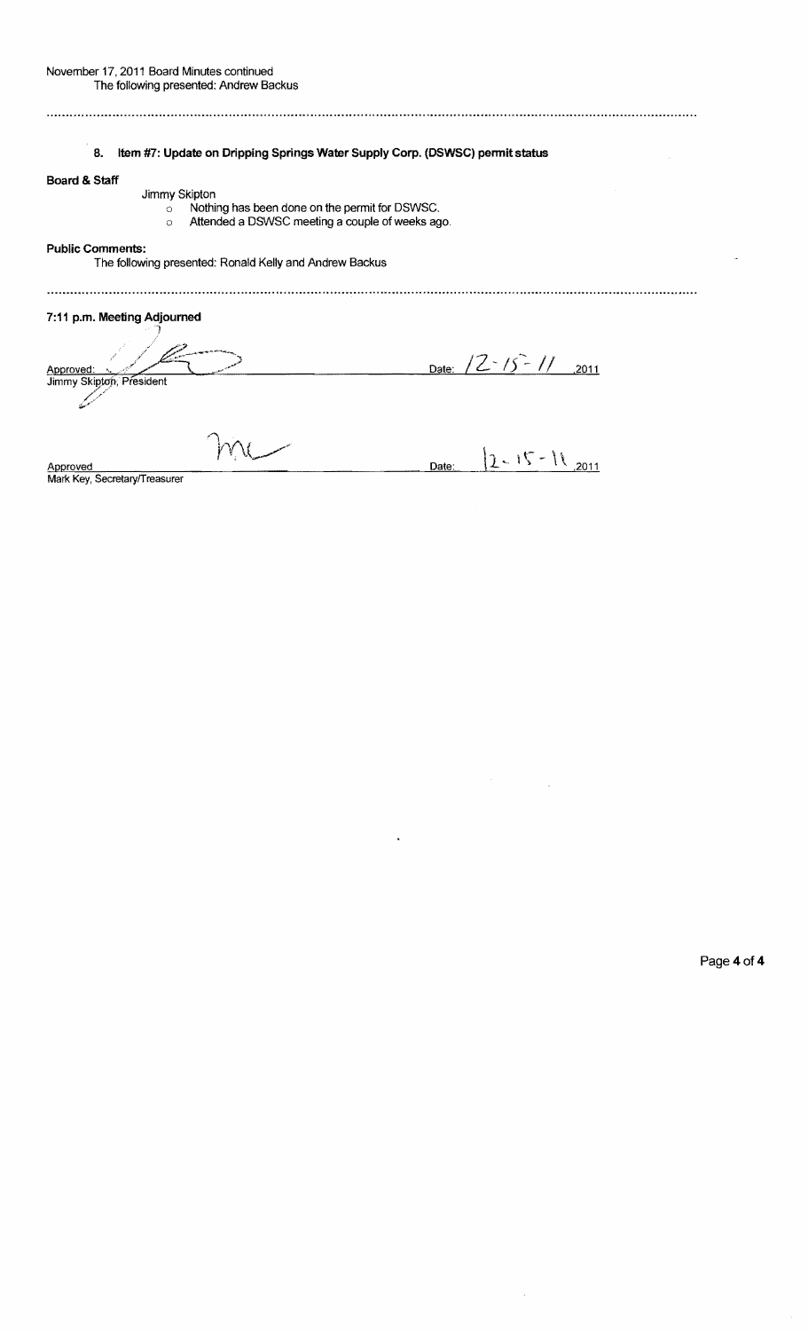November 17, 2011 Board Minutes continued

The following presented: Andrew Backus

8. **Item #7: Update on Dripping Springs Water Supply Corp. (DSWSC) permit status**

**Board & Staff**

Jimmy Skipton

- Nothing has been done on the permit for DSWSC.
- Attended a DSWSC meeting a couple of weeks ago.

**Public Comments:**

The following presented: Ronald Kelly and Andrew Backus

**7:11 p.m. Meeting Adjourned**

Approved: ____________________ Date: 12-15-11 ,2011

Jimmy Skipton, President

Approved ____________________ Date: 12-15-11 ,2011

Mark Key, Secretary/Treasurer